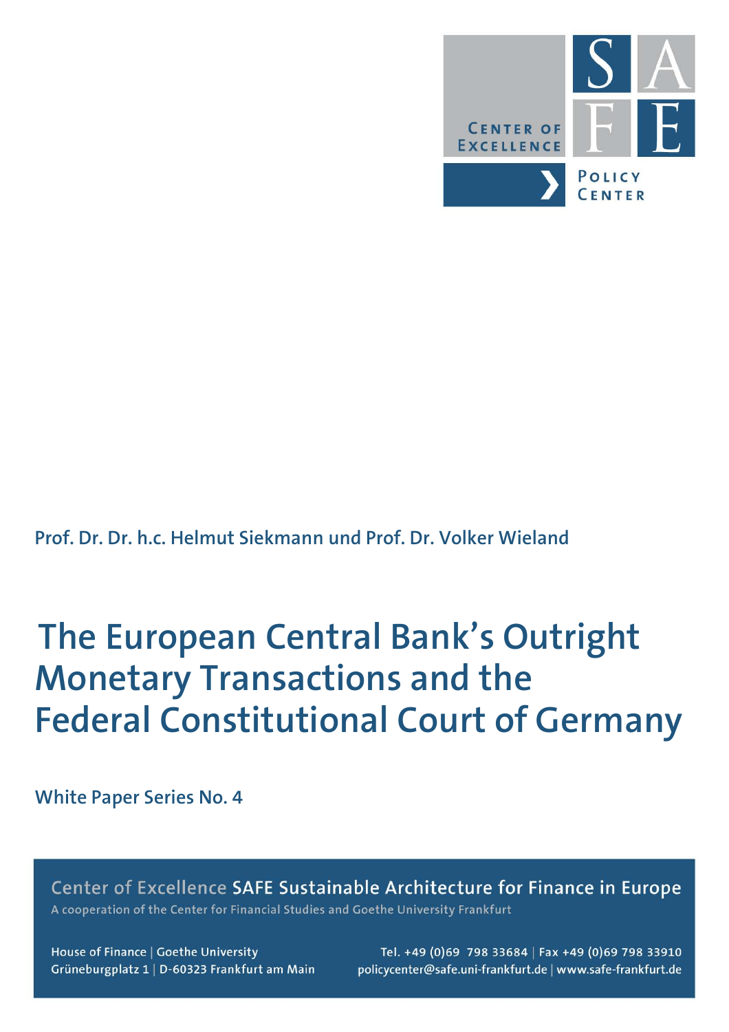CENTER OF EXCELLENCE

SAFE

POLICY CENTER

Prof. Dr. Dr. h.c. Helmut Siekmann und Prof. Dr. Volker Wieland

# The European Central Bank's Outright Monetary Transactions and the Federal Constitutional Court of Germany

White Paper Series No. 4

Center of Excellence **SAFE Sustainable Architecture for Finance in Europe**

A cooperation of the Center for Financial Studies and Goethe University Frankfurt

House of Finance | Goethe University
Grüneburgplatz 1 | D-60323 Frankfurt am Main

Tel. +49 (0)69 798 33684 | Fax +49 (0)69 798 33910
policycenter@safe.uni-frankfurt.de | www.safe-frankfurt.de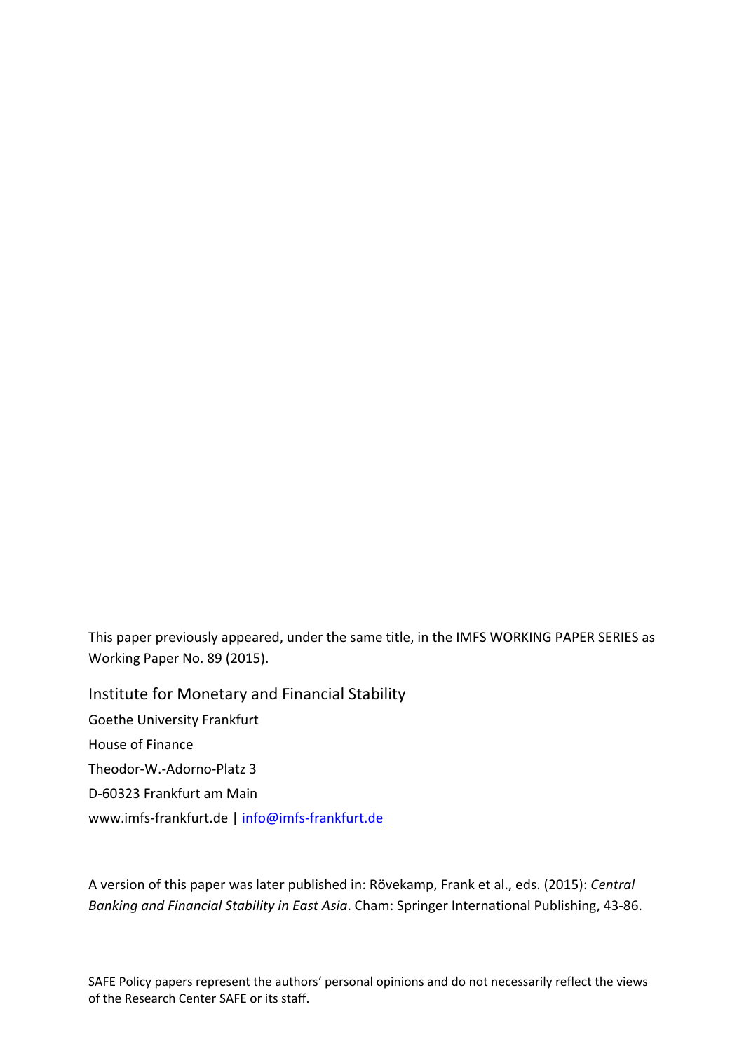This paper previously appeared, under the same title, in the IMFS WORKING PAPER SERIES as Working Paper No. 89 (2015).

Institute for Monetary and Financial Stability

Goethe University Frankfurt

House of Finance

Theodor-W.-Adorno-Platz 3

D-60323 Frankfurt am Main

www.imfs-frankfurt.de | info@imfs-frankfurt.de

A version of this paper was later published in: Rövekamp, Frank et al., eds. (2015): *Central Banking and Financial Stability in East Asia*. Cham: Springer International Publishing, 43-86.

SAFE Policy papers represent the authors' personal opinions and do not necessarily reflect the views of the Research Center SAFE or its staff.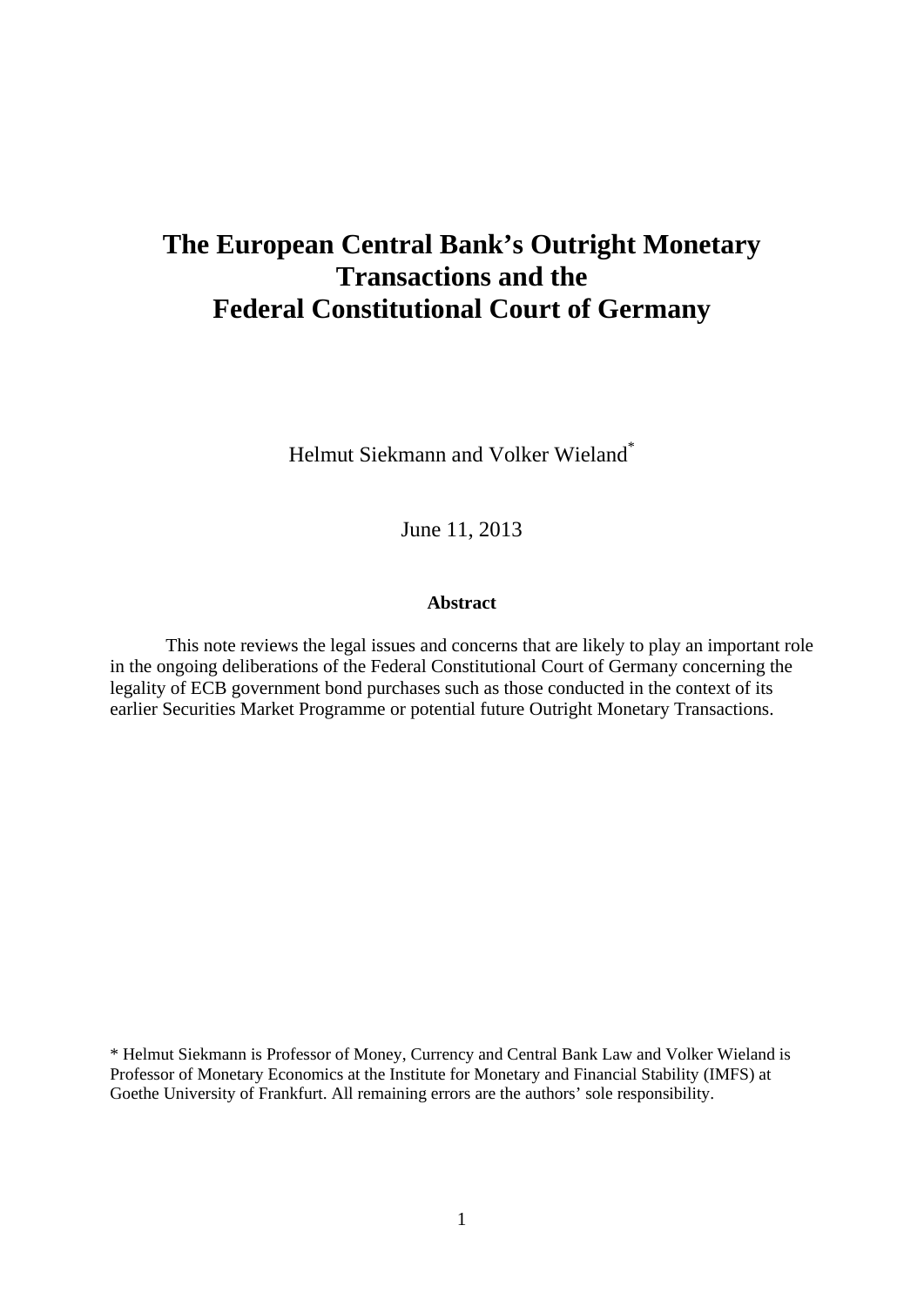# The European Central Bank's Outright Monetary Transactions and the Federal Constitutional Court of Germany

Helmut Siekmann and Volker Wieland*

June 11, 2013

**Abstract**

This note reviews the legal issues and concerns that are likely to play an important role in the ongoing deliberations of the Federal Constitutional Court of Germany concerning the legality of ECB government bond purchases such as those conducted in the context of its earlier Securities Market Programme or potential future Outright Monetary Transactions.

\* Helmut Siekmann is Professor of Money, Currency and Central Bank Law and Volker Wieland is Professor of Monetary Economics at the Institute for Monetary and Financial Stability (IMFS) at Goethe University of Frankfurt. All remaining errors are the authors' sole responsibility.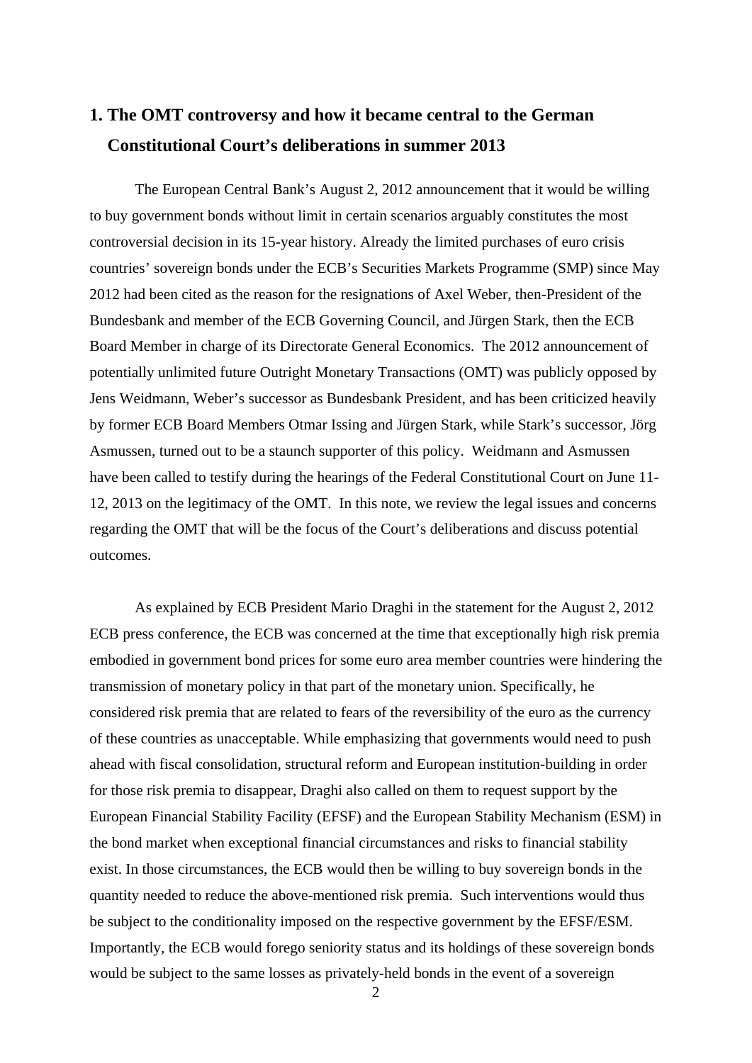## 1. The OMT controversy and how it became central to the German Constitutional Court's deliberations in summer 2013

The European Central Bank's August 2, 2012 announcement that it would be willing to buy government bonds without limit in certain scenarios arguably constitutes the most controversial decision in its 15-year history. Already the limited purchases of euro crisis countries' sovereign bonds under the ECB's Securities Markets Programme (SMP) since May 2012 had been cited as the reason for the resignations of Axel Weber, then-President of the Bundesbank and member of the ECB Governing Council, and Jürgen Stark, then the ECB Board Member in charge of its Directorate General Economics. The 2012 announcement of potentially unlimited future Outright Monetary Transactions (OMT) was publicly opposed by Jens Weidmann, Weber's successor as Bundesbank President, and has been criticized heavily by former ECB Board Members Otmar Issing and Jürgen Stark, while Stark's successor, Jörg Asmussen, turned out to be a staunch supporter of this policy. Weidmann and Asmussen have been called to testify during the hearings of the Federal Constitutional Court on June 11-12, 2013 on the legitimacy of the OMT. In this note, we review the legal issues and concerns regarding the OMT that will be the focus of the Court's deliberations and discuss potential outcomes.

As explained by ECB President Mario Draghi in the statement for the August 2, 2012 ECB press conference, the ECB was concerned at the time that exceptionally high risk premia embodied in government bond prices for some euro area member countries were hindering the transmission of monetary policy in that part of the monetary union. Specifically, he considered risk premia that are related to fears of the reversibility of the euro as the currency of these countries as unacceptable. While emphasizing that governments would need to push ahead with fiscal consolidation, structural reform and European institution-building in order for those risk premia to disappear, Draghi also called on them to request support by the European Financial Stability Facility (EFSF) and the European Stability Mechanism (ESM) in the bond market when exceptional financial circumstances and risks to financial stability exist. In those circumstances, the ECB would then be willing to buy sovereign bonds in the quantity needed to reduce the above-mentioned risk premia. Such interventions would thus be subject to the conditionality imposed on the respective government by the EFSF/ESM. Importantly, the ECB would forego seniority status and its holdings of these sovereign bonds would be subject to the same losses as privately-held bonds in the event of a sovereign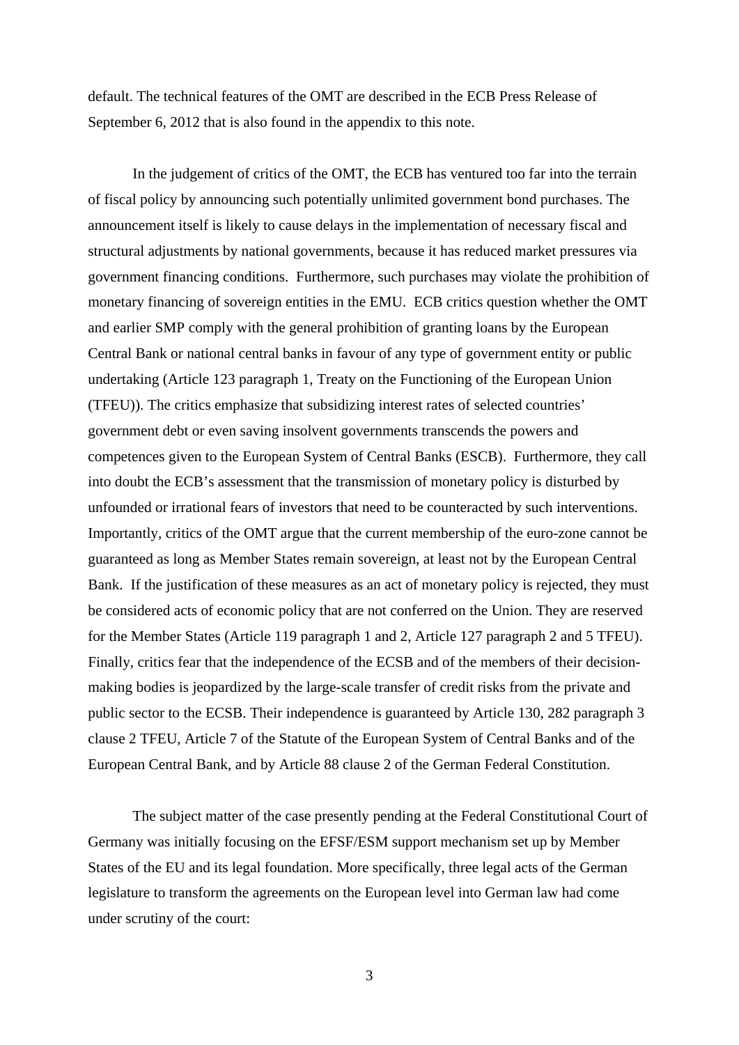default. The technical features of the OMT are described in the ECB Press Release of September 6, 2012 that is also found in the appendix to this note.

In the judgement of critics of the OMT, the ECB has ventured too far into the terrain of fiscal policy by announcing such potentially unlimited government bond purchases. The announcement itself is likely to cause delays in the implementation of necessary fiscal and structural adjustments by national governments, because it has reduced market pressures via government financing conditions. Furthermore, such purchases may violate the prohibition of monetary financing of sovereign entities in the EMU. ECB critics question whether the OMT and earlier SMP comply with the general prohibition of granting loans by the European Central Bank or national central banks in favour of any type of government entity or public undertaking (Article 123 paragraph 1, Treaty on the Functioning of the European Union (TFEU)). The critics emphasize that subsidizing interest rates of selected countries' government debt or even saving insolvent governments transcends the powers and competences given to the European System of Central Banks (ESCB). Furthermore, they call into doubt the ECB's assessment that the transmission of monetary policy is disturbed by unfounded or irrational fears of investors that need to be counteracted by such interventions. Importantly, critics of the OMT argue that the current membership of the euro-zone cannot be guaranteed as long as Member States remain sovereign, at least not by the European Central Bank. If the justification of these measures as an act of monetary policy is rejected, they must be considered acts of economic policy that are not conferred on the Union. They are reserved for the Member States (Article 119 paragraph 1 and 2, Article 127 paragraph 2 and 5 TFEU). Finally, critics fear that the independence of the ECSB and of the members of their decision-making bodies is jeopardized by the large-scale transfer of credit risks from the private and public sector to the ECSB. Their independence is guaranteed by Article 130, 282 paragraph 3 clause 2 TFEU, Article 7 of the Statute of the European System of Central Banks and of the European Central Bank, and by Article 88 clause 2 of the German Federal Constitution.

The subject matter of the case presently pending at the Federal Constitutional Court of Germany was initially focusing on the EFSF/ESM support mechanism set up by Member States of the EU and its legal foundation. More specifically, three legal acts of the German legislature to transform the agreements on the European level into German law had come under scrutiny of the court: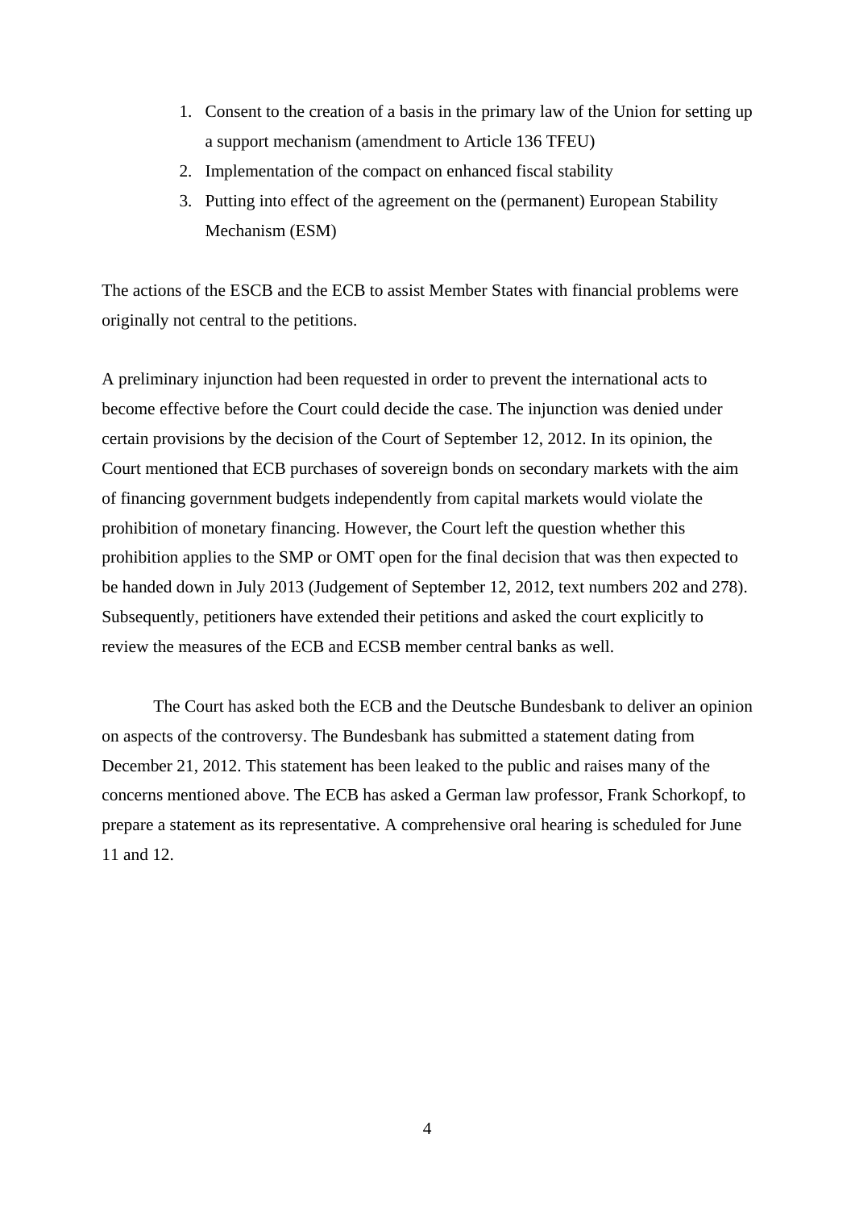1. Consent to the creation of a basis in the primary law of the Union for setting up a support mechanism (amendment to Article 136 TFEU)
2. Implementation of the compact on enhanced fiscal stability
3. Putting into effect of the agreement on the (permanent) European Stability Mechanism (ESM)

The actions of the ESCB and the ECB to assist Member States with financial problems were originally not central to the petitions.

A preliminary injunction had been requested in order to prevent the international acts to become effective before the Court could decide the case. The injunction was denied under certain provisions by the decision of the Court of September 12, 2012. In its opinion, the Court mentioned that ECB purchases of sovereign bonds on secondary markets with the aim of financing government budgets independently from capital markets would violate the prohibition of monetary financing. However, the Court left the question whether this prohibition applies to the SMP or OMT open for the final decision that was then expected to be handed down in July 2013 (Judgement of September 12, 2012, text numbers 202 and 278). Subsequently, petitioners have extended their petitions and asked the court explicitly to review the measures of the ECB and ECSB member central banks as well.

The Court has asked both the ECB and the Deutsche Bundesbank to deliver an opinion on aspects of the controversy. The Bundesbank has submitted a statement dating from December 21, 2012. This statement has been leaked to the public and raises many of the concerns mentioned above. The ECB has asked a German law professor, Frank Schorkopf, to prepare a statement as its representative. A comprehensive oral hearing is scheduled for June 11 and 12.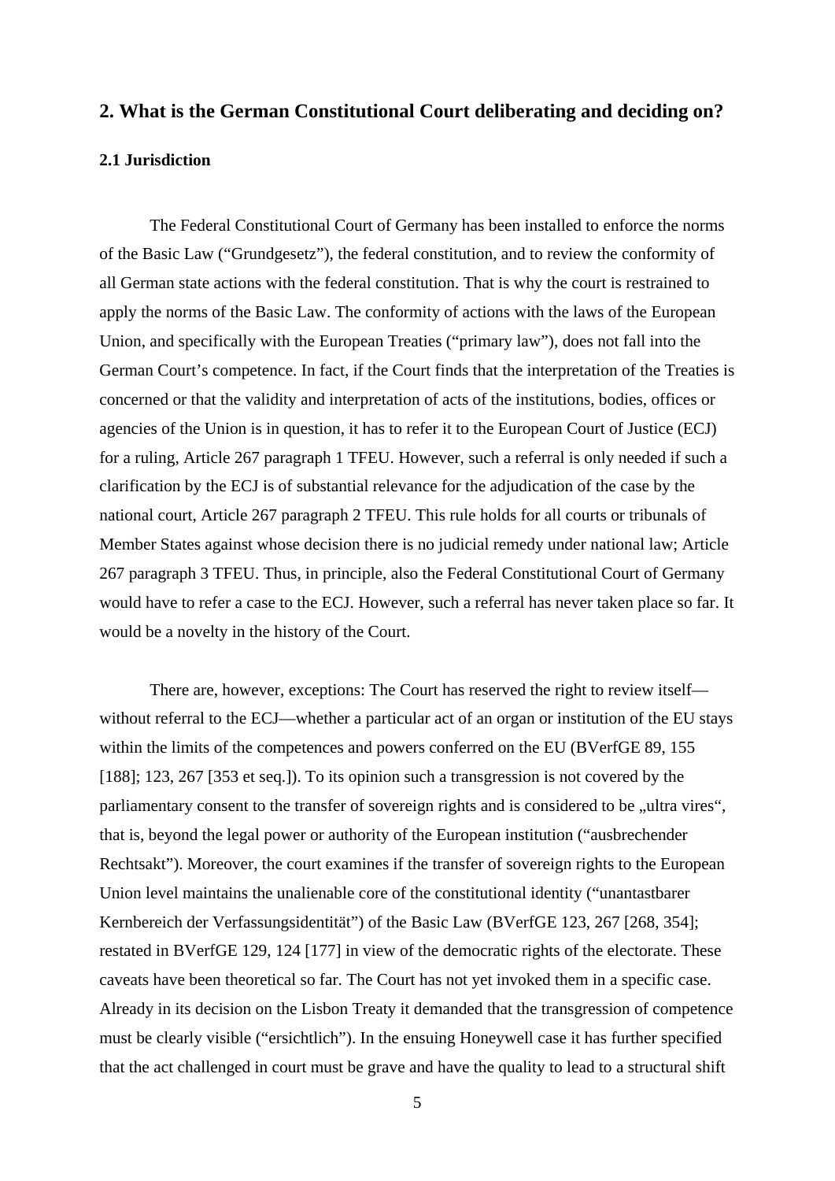## 2. What is the German Constitutional Court deliberating and deciding on?

### 2.1 Jurisdiction

The Federal Constitutional Court of Germany has been installed to enforce the norms of the Basic Law ("Grundgesetz"), the federal constitution, and to review the conformity of all German state actions with the federal constitution. That is why the court is restrained to apply the norms of the Basic Law. The conformity of actions with the laws of the European Union, and specifically with the European Treaties ("primary law"), does not fall into the German Court's competence. In fact, if the Court finds that the interpretation of the Treaties is concerned or that the validity and interpretation of acts of the institutions, bodies, offices or agencies of the Union is in question, it has to refer it to the European Court of Justice (ECJ) for a ruling, Article 267 paragraph 1 TFEU. However, such a referral is only needed if such a clarification by the ECJ is of substantial relevance for the adjudication of the case by the national court, Article 267 paragraph 2 TFEU. This rule holds for all courts or tribunals of Member States against whose decision there is no judicial remedy under national law; Article 267 paragraph 3 TFEU. Thus, in principle, also the Federal Constitutional Court of Germany would have to refer a case to the ECJ. However, such a referral has never taken place so far. It would be a novelty in the history of the Court.

There are, however, exceptions: The Court has reserved the right to review itself—without referral to the ECJ—whether a particular act of an organ or institution of the EU stays within the limits of the competences and powers conferred on the EU (BVerfGE 89, 155 [188]; 123, 267 [353 et seq.]). To its opinion such a transgression is not covered by the parliamentary consent to the transfer of sovereign rights and is considered to be „ultra vires“, that is, beyond the legal power or authority of the European institution ("ausbrechender Rechtsakt"). Moreover, the court examines if the transfer of sovereign rights to the European Union level maintains the unalienable core of the constitutional identity ("unantastbarer Kernbereich der Verfassungsidentität") of the Basic Law (BVerfGE 123, 267 [268, 354]; restated in BVerfGE 129, 124 [177] in view of the democratic rights of the electorate. These caveats have been theoretical so far. The Court has not yet invoked them in a specific case. Already in its decision on the Lisbon Treaty it demanded that the transgression of competence must be clearly visible ("ersichtlich"). In the ensuing Honeywell case it has further specified that the act challenged in court must be grave and have the quality to lead to a structural shift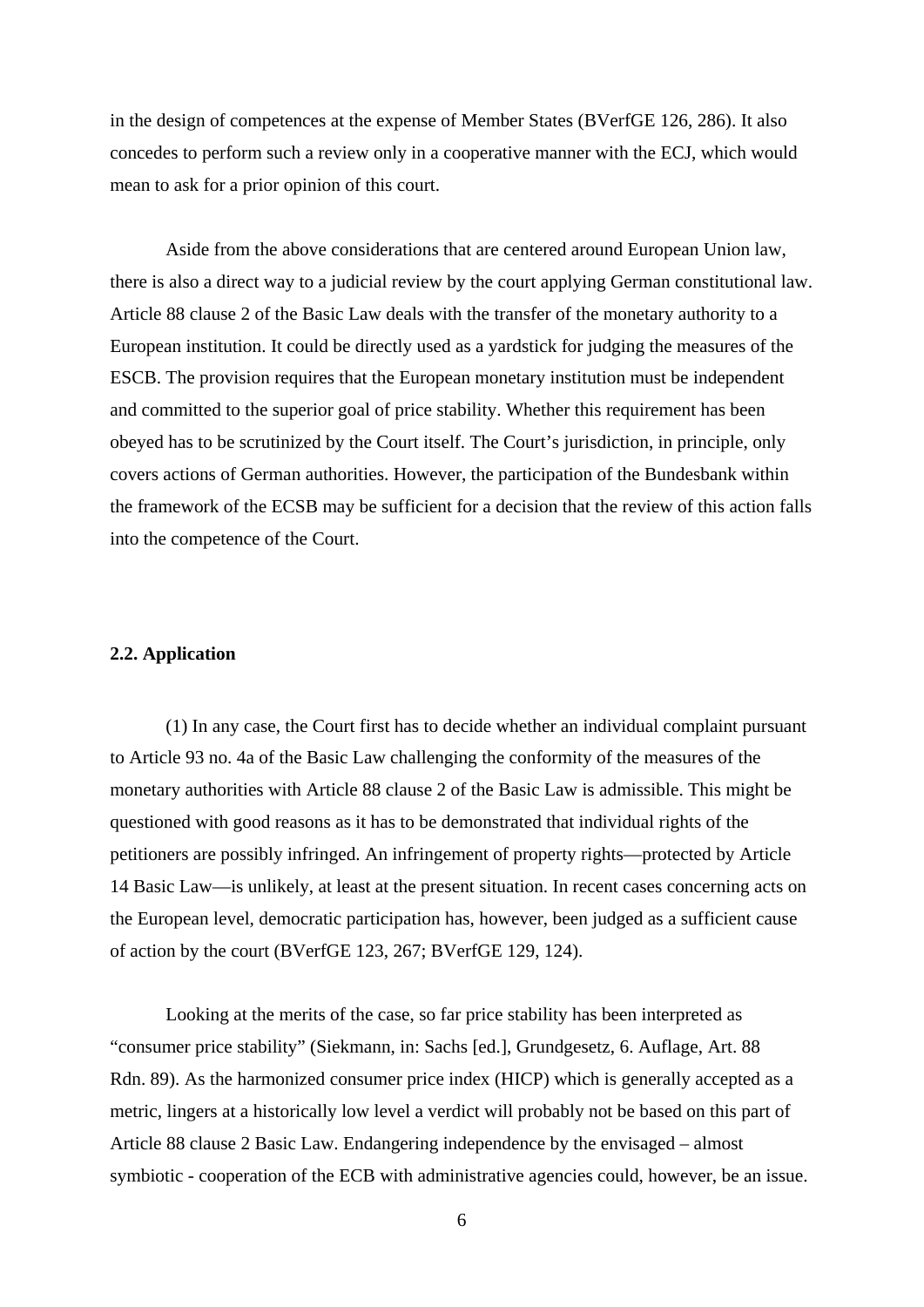in the design of competences at the expense of Member States (BVerfGE 126, 286). It also concedes to perform such a review only in a cooperative manner with the ECJ, which would mean to ask for a prior opinion of this court.

Aside from the above considerations that are centered around European Union law, there is also a direct way to a judicial review by the court applying German constitutional law. Article 88 clause 2 of the Basic Law deals with the transfer of the monetary authority to a European institution. It could be directly used as a yardstick for judging the measures of the ESCB. The provision requires that the European monetary institution must be independent and committed to the superior goal of price stability. Whether this requirement has been obeyed has to be scrutinized by the Court itself. The Court's jurisdiction, in principle, only covers actions of German authorities. However, the participation of the Bundesbank within the framework of the ECSB may be sufficient for a decision that the review of this action falls into the competence of the Court.

**2.2. Application**

(1) In any case, the Court first has to decide whether an individual complaint pursuant to Article 93 no. 4a of the Basic Law challenging the conformity of the measures of the monetary authorities with Article 88 clause 2 of the Basic Law is admissible. This might be questioned with good reasons as it has to be demonstrated that individual rights of the petitioners are possibly infringed. An infringement of property rights—protected by Article 14 Basic Law—is unlikely, at least at the present situation. In recent cases concerning acts on the European level, democratic participation has, however, been judged as a sufficient cause of action by the court (BVerfGE 123, 267; BVerfGE 129, 124).

Looking at the merits of the case, so far price stability has been interpreted as "consumer price stability" (Siekmann, in: Sachs [ed.], Grundgesetz, 6. Auflage, Art. 88 Rdn. 89). As the harmonized consumer price index (HICP) which is generally accepted as a metric, lingers at a historically low level a verdict will probably not be based on this part of Article 88 clause 2 Basic Law. Endangering independence by the envisaged – almost symbiotic - cooperation of the ECB with administrative agencies could, however, be an issue.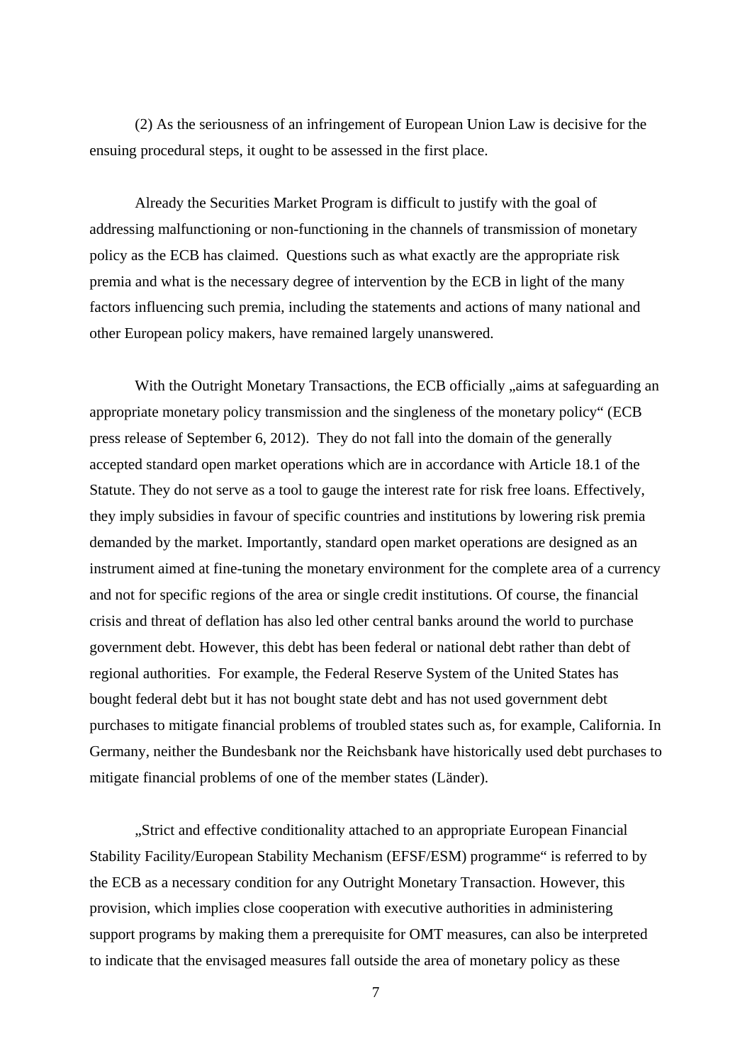(2) As the seriousness of an infringement of European Union Law is decisive for the ensuing procedural steps, it ought to be assessed in the first place.

Already the Securities Market Program is difficult to justify with the goal of addressing malfunctioning or non-functioning in the channels of transmission of monetary policy as the ECB has claimed. Questions such as what exactly are the appropriate risk premia and what is the necessary degree of intervention by the ECB in light of the many factors influencing such premia, including the statements and actions of many national and other European policy makers, have remained largely unanswered.

With the Outright Monetary Transactions, the ECB officially „aims at safeguarding an appropriate monetary policy transmission and the singleness of the monetary policy“ (ECB press release of September 6, 2012). They do not fall into the domain of the generally accepted standard open market operations which are in accordance with Article 18.1 of the Statute. They do not serve as a tool to gauge the interest rate for risk free loans. Effectively, they imply subsidies in favour of specific countries and institutions by lowering risk premia demanded by the market. Importantly, standard open market operations are designed as an instrument aimed at fine-tuning the monetary environment for the complete area of a currency and not for specific regions of the area or single credit institutions. Of course, the financial crisis and threat of deflation has also led other central banks around the world to purchase government debt. However, this debt has been federal or national debt rather than debt of regional authorities. For example, the Federal Reserve System of the United States has bought federal debt but it has not bought state debt and has not used government debt purchases to mitigate financial problems of troubled states such as, for example, California. In Germany, neither the Bundesbank nor the Reichsbank have historically used debt purchases to mitigate financial problems of one of the member states (Länder).

„Strict and effective conditionality attached to an appropriate European Financial Stability Facility/European Stability Mechanism (EFSF/ESM) programme“ is referred to by the ECB as a necessary condition for any Outright Monetary Transaction. However, this provision, which implies close cooperation with executive authorities in administering support programs by making them a prerequisite for OMT measures, can also be interpreted to indicate that the envisaged measures fall outside the area of monetary policy as these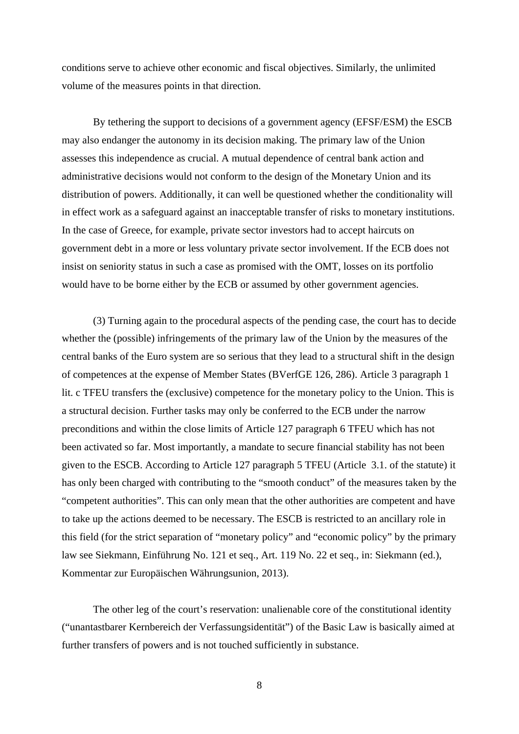conditions serve to achieve other economic and fiscal objectives. Similarly, the unlimited volume of the measures points in that direction.

By tethering the support to decisions of a government agency (EFSF/ESM) the ESCB may also endanger the autonomy in its decision making. The primary law of the Union assesses this independence as crucial. A mutual dependence of central bank action and administrative decisions would not conform to the design of the Monetary Union and its distribution of powers. Additionally, it can well be questioned whether the conditionality will in effect work as a safeguard against an inacceptable transfer of risks to monetary institutions. In the case of Greece, for example, private sector investors had to accept haircuts on government debt in a more or less voluntary private sector involvement. If the ECB does not insist on seniority status in such a case as promised with the OMT, losses on its portfolio would have to be borne either by the ECB or assumed by other government agencies.

(3) Turning again to the procedural aspects of the pending case, the court has to decide whether the (possible) infringements of the primary law of the Union by the measures of the central banks of the Euro system are so serious that they lead to a structural shift in the design of competences at the expense of Member States (BVerfGE 126, 286). Article 3 paragraph 1 lit. c TFEU transfers the (exclusive) competence for the monetary policy to the Union. This is a structural decision. Further tasks may only be conferred to the ECB under the narrow preconditions and within the close limits of Article 127 paragraph 6 TFEU which has not been activated so far. Most importantly, a mandate to secure financial stability has not been given to the ESCB. According to Article 127 paragraph 5 TFEU (Article 3.1. of the statute) it has only been charged with contributing to the "smooth conduct" of the measures taken by the "competent authorities". This can only mean that the other authorities are competent and have to take up the actions deemed to be necessary. The ESCB is restricted to an ancillary role in this field (for the strict separation of "monetary policy" and "economic policy" by the primary law see Siekmann, Einführung No. 121 et seq., Art. 119 No. 22 et seq., in: Siekmann (ed.), Kommentar zur Europäischen Währungsunion, 2013).

The other leg of the court's reservation: unalienable core of the constitutional identity ("unantastbarer Kernbereich der Verfassungsidentität") of the Basic Law is basically aimed at further transfers of powers and is not touched sufficiently in substance.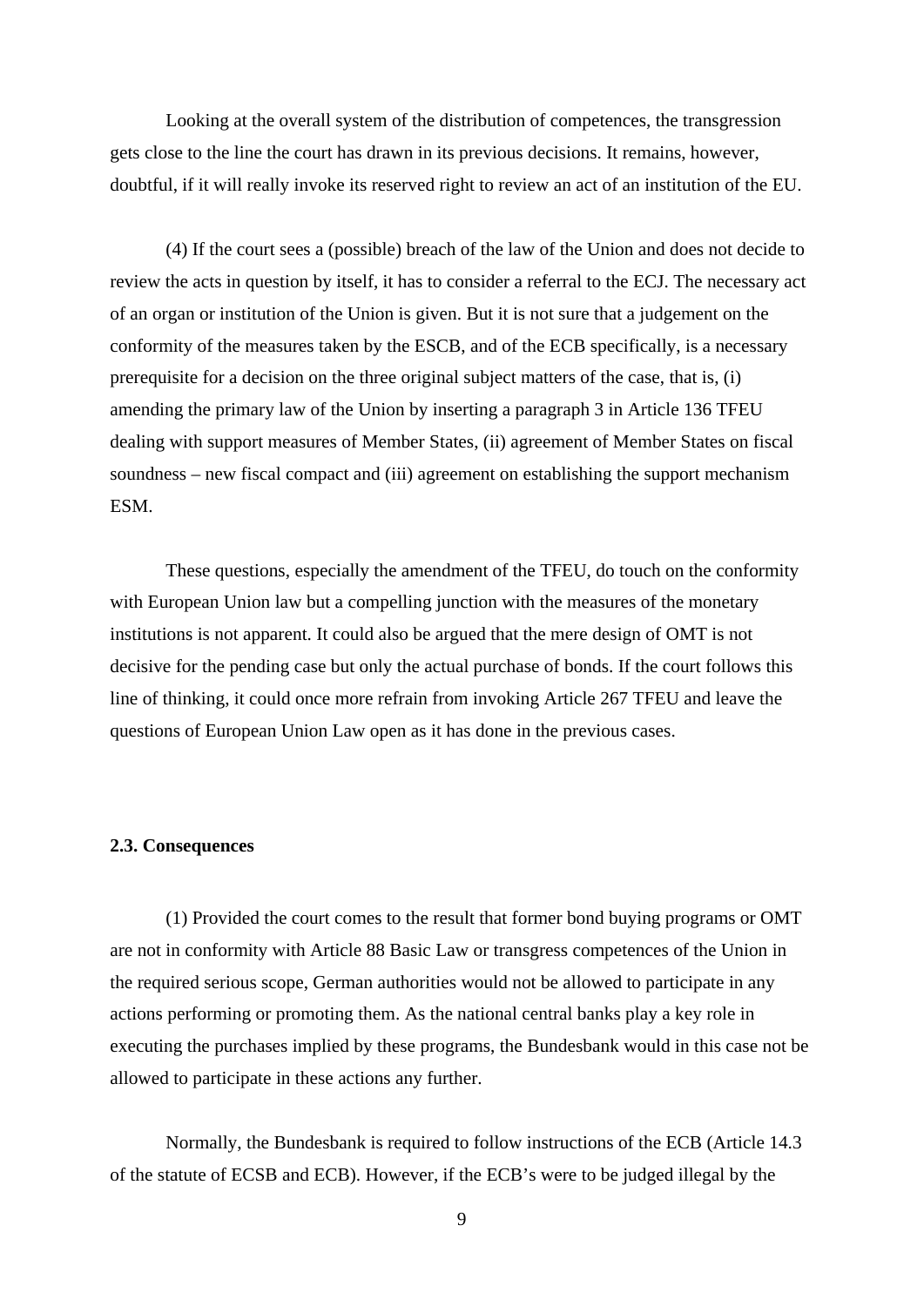Looking at the overall system of the distribution of competences, the transgression gets close to the line the court has drawn in its previous decisions. It remains, however, doubtful, if it will really invoke its reserved right to review an act of an institution of the EU.

(4) If the court sees a (possible) breach of the law of the Union and does not decide to review the acts in question by itself, it has to consider a referral to the ECJ. The necessary act of an organ or institution of the Union is given. But it is not sure that a judgement on the conformity of the measures taken by the ESCB, and of the ECB specifically, is a necessary prerequisite for a decision on the three original subject matters of the case, that is, (i) amending the primary law of the Union by inserting a paragraph 3 in Article 136 TFEU dealing with support measures of Member States, (ii) agreement of Member States on fiscal soundness – new fiscal compact and (iii) agreement on establishing the support mechanism ESM.

These questions, especially the amendment of the TFEU, do touch on the conformity with European Union law but a compelling junction with the measures of the monetary institutions is not apparent. It could also be argued that the mere design of OMT is not decisive for the pending case but only the actual purchase of bonds. If the court follows this line of thinking, it could once more refrain from invoking Article 267 TFEU and leave the questions of European Union Law open as it has done in the previous cases.

### 2.3. Consequences

(1) Provided the court comes to the result that former bond buying programs or OMT are not in conformity with Article 88 Basic Law or transgress competences of the Union in the required serious scope, German authorities would not be allowed to participate in any actions performing or promoting them. As the national central banks play a key role in executing the purchases implied by these programs, the Bundesbank would in this case not be allowed to participate in these actions any further.

Normally, the Bundesbank is required to follow instructions of the ECB (Article 14.3 of the statute of ECSB and ECB). However, if the ECB's were to be judged illegal by the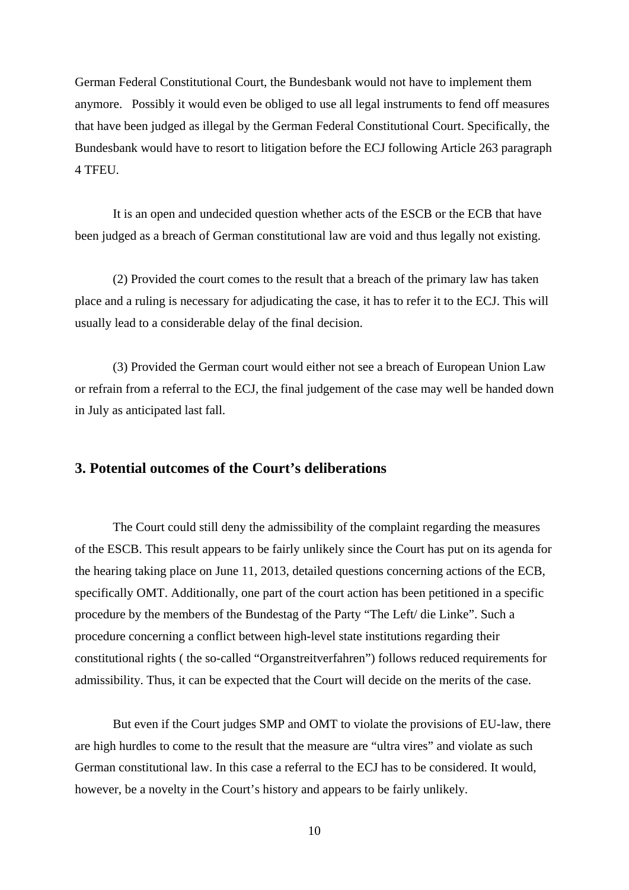German Federal Constitutional Court, the Bundesbank would not have to implement them anymore. Possibly it would even be obliged to use all legal instruments to fend off measures that have been judged as illegal by the German Federal Constitutional Court. Specifically, the Bundesbank would have to resort to litigation before the ECJ following Article 263 paragraph 4 TFEU.

It is an open and undecided question whether acts of the ESCB or the ECB that have been judged as a breach of German constitutional law are void and thus legally not existing.

(2) Provided the court comes to the result that a breach of the primary law has taken place and a ruling is necessary for adjudicating the case, it has to refer it to the ECJ. This will usually lead to a considerable delay of the final decision.

(3) Provided the German court would either not see a breach of European Union Law or refrain from a referral to the ECJ, the final judgement of the case may well be handed down in July as anticipated last fall.

## 3. Potential outcomes of the Court's deliberations

The Court could still deny the admissibility of the complaint regarding the measures of the ESCB. This result appears to be fairly unlikely since the Court has put on its agenda for the hearing taking place on June 11, 2013, detailed questions concerning actions of the ECB, specifically OMT. Additionally, one part of the court action has been petitioned in a specific procedure by the members of the Bundestag of the Party "The Left/ die Linke". Such a procedure concerning a conflict between high-level state institutions regarding their constitutional rights ( the so-called "Organstreitverfahren") follows reduced requirements for admissibility. Thus, it can be expected that the Court will decide on the merits of the case.

But even if the Court judges SMP and OMT to violate the provisions of EU-law, there are high hurdles to come to the result that the measure are "ultra vires" and violate as such German constitutional law. In this case a referral to the ECJ has to be considered. It would, however, be a novelty in the Court's history and appears to be fairly unlikely.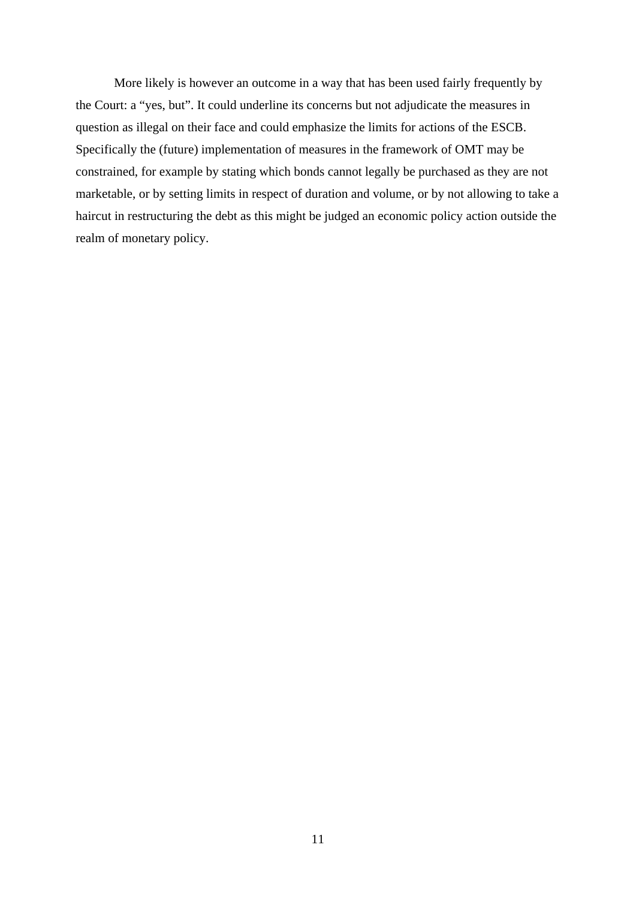More likely is however an outcome in a way that has been used fairly frequently by the Court: a “yes, but”. It could underline its concerns but not adjudicate the measures in question as illegal on their face and could emphasize the limits for actions of the ESCB. Specifically the (future) implementation of measures in the framework of OMT may be constrained, for example by stating which bonds cannot legally be purchased as they are not marketable, or by setting limits in respect of duration and volume, or by not allowing to take a haircut in restructuring the debt as this might be judged an economic policy action outside the realm of monetary policy.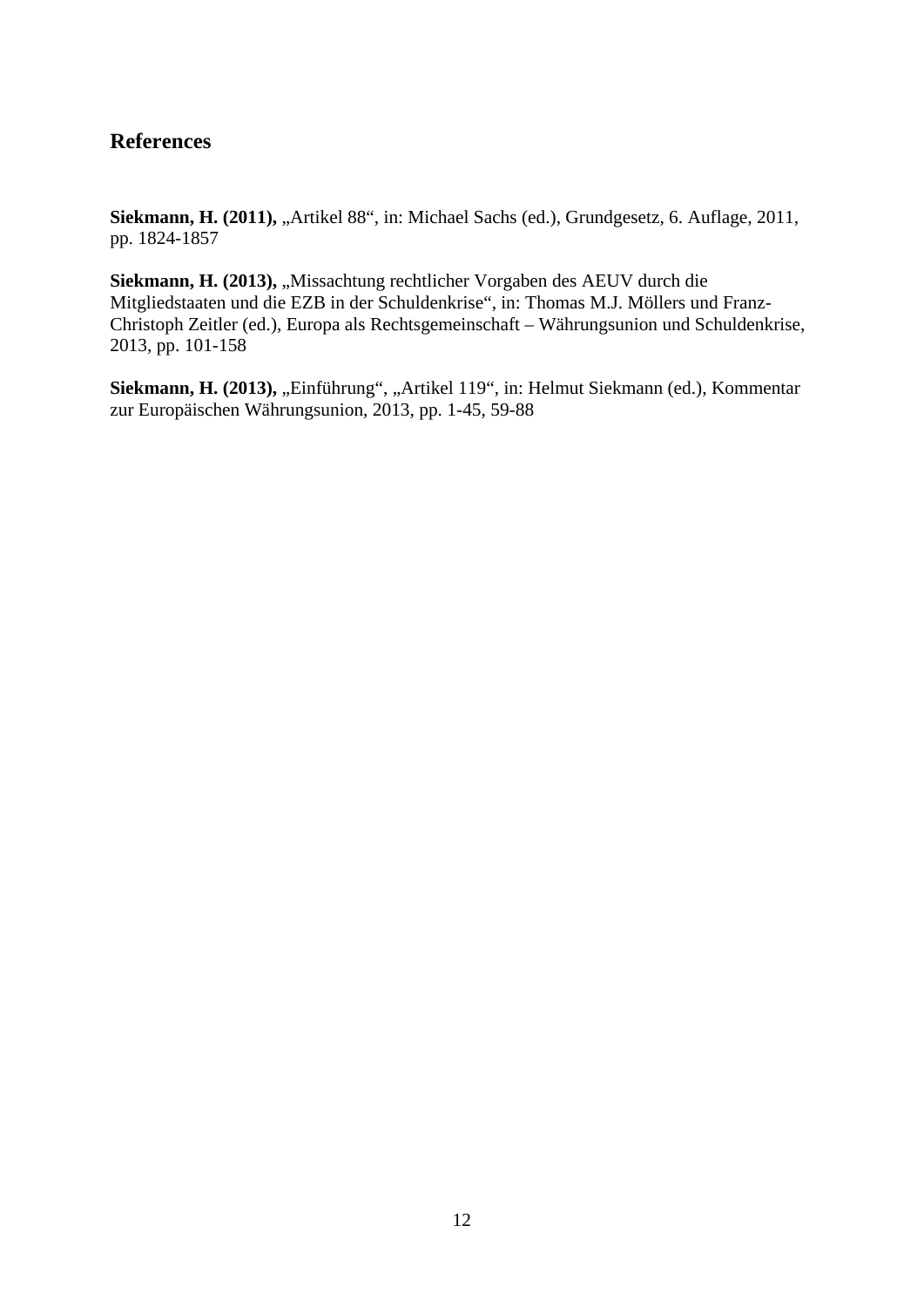## References

**Siekmann, H. (2011),** „Artikel 88“, in: Michael Sachs (ed.), Grundgesetz, 6. Auflage, 2011, pp. 1824-1857

**Siekmann, H. (2013),** „Missachtung rechtlicher Vorgaben des AEUV durch die Mitgliedstaaten und die EZB in der Schuldenkrise“, in: Thomas M.J. Möllers und Franz-Christoph Zeitler (ed.), Europa als Rechtsgemeinschaft – Währungsunion und Schuldenkrise, 2013, pp. 101-158

**Siekmann, H. (2013),** „Einführung“, „Artikel 119“, in: Helmut Siekmann (ed.), Kommentar zur Europäischen Währungsunion, 2013, pp. 1-45, 59-88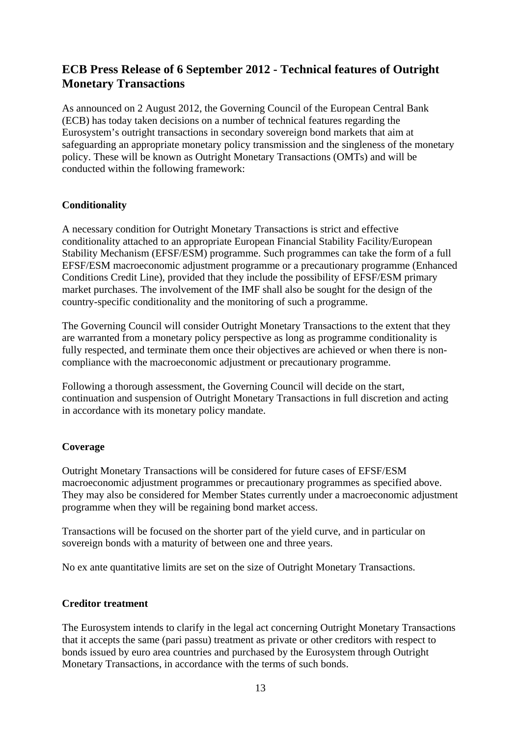## ECB Press Release of 6 September 2012 - Technical features of Outright Monetary Transactions

As announced on 2 August 2012, the Governing Council of the European Central Bank (ECB) has today taken decisions on a number of technical features regarding the Eurosystem's outright transactions in secondary sovereign bond markets that aim at safeguarding an appropriate monetary policy transmission and the singleness of the monetary policy. These will be known as Outright Monetary Transactions (OMTs) and will be conducted within the following framework:

### Conditionality

A necessary condition for Outright Monetary Transactions is strict and effective conditionality attached to an appropriate European Financial Stability Facility/European Stability Mechanism (EFSF/ESM) programme. Such programmes can take the form of a full EFSF/ESM macroeconomic adjustment programme or a precautionary programme (Enhanced Conditions Credit Line), provided that they include the possibility of EFSF/ESM primary market purchases. The involvement of the IMF shall also be sought for the design of the country-specific conditionality and the monitoring of such a programme.

The Governing Council will consider Outright Monetary Transactions to the extent that they are warranted from a monetary policy perspective as long as programme conditionality is fully respected, and terminate them once their objectives are achieved or when there is non-compliance with the macroeconomic adjustment or precautionary programme.

Following a thorough assessment, the Governing Council will decide on the start, continuation and suspension of Outright Monetary Transactions in full discretion and acting in accordance with its monetary policy mandate.

### Coverage

Outright Monetary Transactions will be considered for future cases of EFSF/ESM macroeconomic adjustment programmes or precautionary programmes as specified above. They may also be considered for Member States currently under a macroeconomic adjustment programme when they will be regaining bond market access.

Transactions will be focused on the shorter part of the yield curve, and in particular on sovereign bonds with a maturity of between one and three years.

No ex ante quantitative limits are set on the size of Outright Monetary Transactions.

### Creditor treatment

The Eurosystem intends to clarify in the legal act concerning Outright Monetary Transactions that it accepts the same (pari passu) treatment as private or other creditors with respect to bonds issued by euro area countries and purchased by the Eurosystem through Outright Monetary Transactions, in accordance with the terms of such bonds.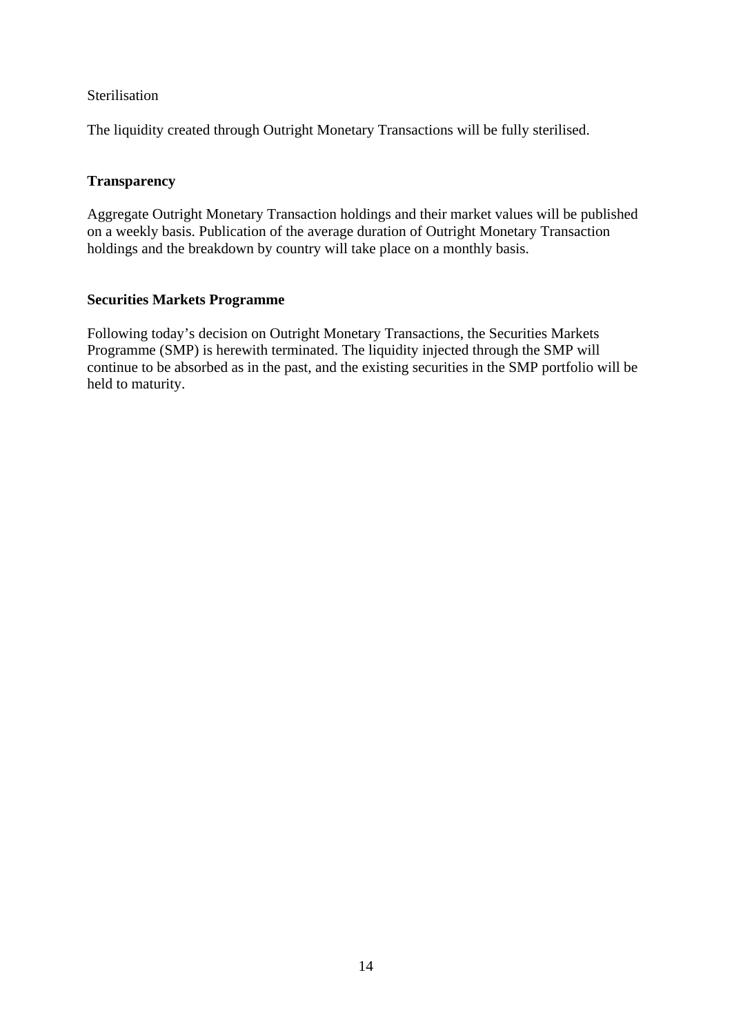Sterilisation

The liquidity created through Outright Monetary Transactions will be fully sterilised.

**Transparency**

Aggregate Outright Monetary Transaction holdings and their market values will be published on a weekly basis. Publication of the average duration of Outright Monetary Transaction holdings and the breakdown by country will take place on a monthly basis.

**Securities Markets Programme**

Following today's decision on Outright Monetary Transactions, the Securities Markets Programme (SMP) is herewith terminated. The liquidity injected through the SMP will continue to be absorbed as in the past, and the existing securities in the SMP portfolio will be held to maturity.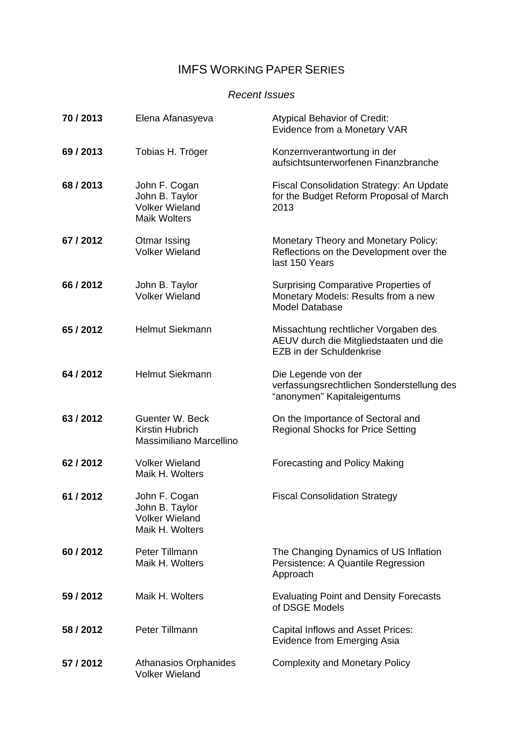# IMFS WORKING PAPER SERIES

*Recent Issues*

| | | |
|---|---|---|
| **70 / 2013** | Elena Afanasyeva | Atypical Behavior of Credit: Evidence from a Monetary VAR |
| **69 / 2013** | Tobias H. Tröger | Konzernverantwortung in der aufsichtsunterworfenen Finanzbranche |
| **68 / 2013** | John F. Cogan<br>John B. Taylor<br>Volker Wieland<br>Maik Wolters | Fiscal Consolidation Strategy: An Update for the Budget Reform Proposal of March 2013 |
| **67 / 2012** | Otmar Issing<br>Volker Wieland | Monetary Theory and Monetary Policy: Reflections on the Development over the last 150 Years |
| **66 / 2012** | John B. Taylor<br>Volker Wieland | Surprising Comparative Properties of Monetary Models: Results from a new Model Database |
| **65 / 2012** | Helmut Siekmann | Missachtung rechtlicher Vorgaben des AEUV durch die Mitgliedstaaten und die EZB in der Schuldenkrise |
| **64 / 2012** | Helmut Siekmann | Die Legende von der verfassungsrechtlichen Sonderstellung des "anonymen" Kapitaleigentums |
| **63 / 2012** | Guenter W. Beck<br>Kirstin Hubrich<br>Massimiliano Marcellino | On the Importance of Sectoral and Regional Shocks for Price Setting |
| **62 / 2012** | Volker Wieland<br>Maik H. Wolters | Forecasting and Policy Making |
| **61 / 2012** | John F. Cogan<br>John B. Taylor<br>Volker Wieland<br>Maik H. Wolters | Fiscal Consolidation Strategy |
| **60 / 2012** | Peter Tillmann<br>Maik H. Wolters | The Changing Dynamics of US Inflation Persistence: A Quantile Regression Approach |
| **59 / 2012** | Maik H. Wolters | Evaluating Point and Density Forecasts of DSGE Models |
| **58 / 2012** | Peter Tillmann | Capital Inflows and Asset Prices: Evidence from Emerging Asia |
| **57 / 2012** | Athanasios Orphanides<br>Volker Wieland | Complexity and Monetary Policy |